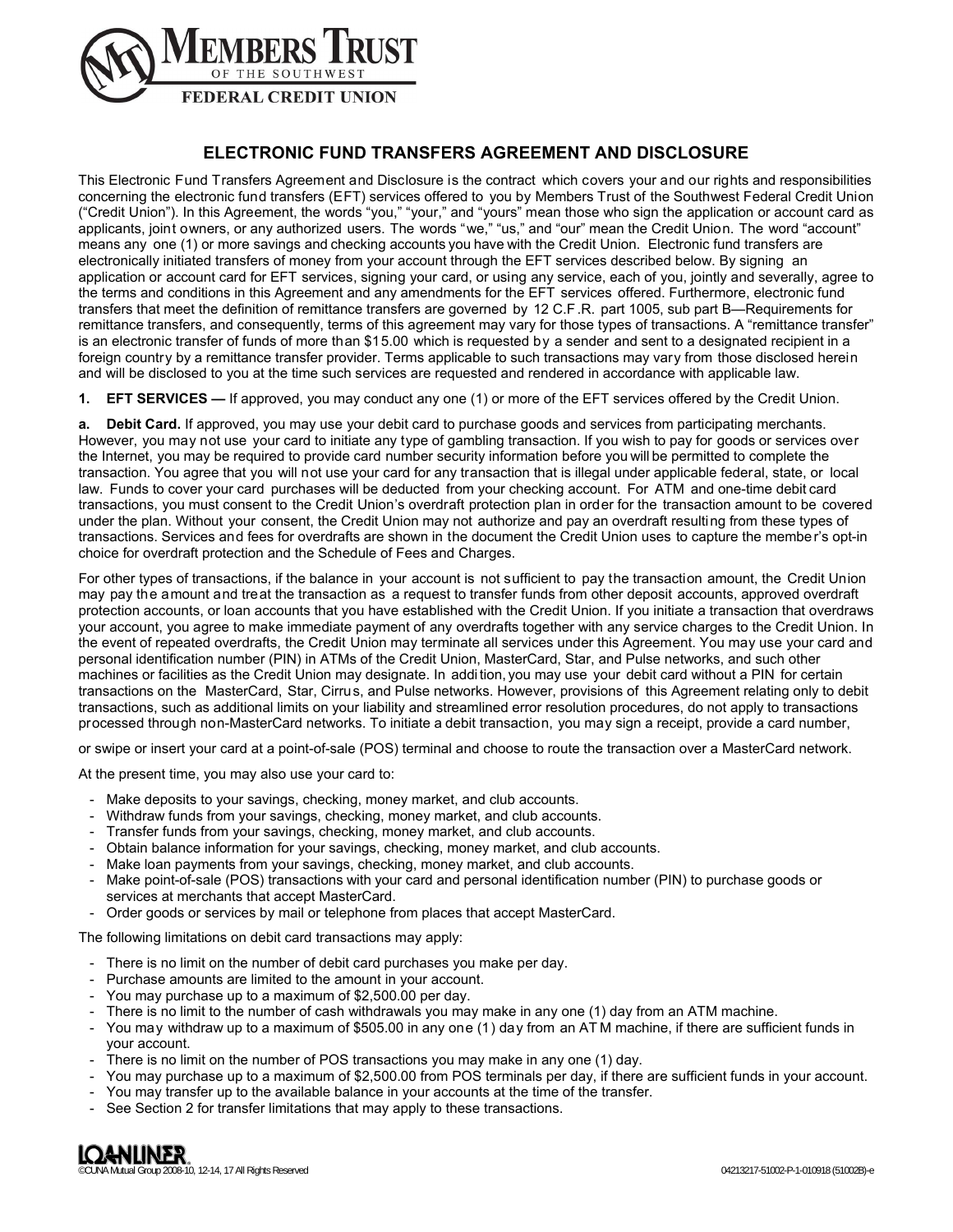MEMBERS TRUST OF THE SOUTHWEST FEDERAL CREDIT UNION

# ELECTRONIC FUND TRANSFERS AGREEMENT AND DISCLOSURE

This Electronic Fund Transfers Agreement and Disclosure is the contract which covers your and our rights and responsibilities concerning the electronic fund transfers (EFT) services offered to you by Members Trust of the Southwest Federal Credit Union ("Credit Union"). In this Agreement, the words "you," "your," and "yours" mean those who sign the application or account card as applicants, joint owners, or any authorized users. The words "we," "us," and "our" mean the Credit Union. The word "account" means any one (1) or more savings and checking accounts you have with the Credit Union. Electronic fund transfers are electronically initiated transfers of money from your account through the EFT services described below. By signing an application or account card for EFT services, signing your card, or using any service, each of you, jointly and severally, agree to the terms and conditions in this Agreement and any amendments for the EFT services offered. Furthermore, electronic fund transfers that meet the definition of remittance transfers are governed by 12 C.F.R. part 1005, sub part B—Requirements for remittance transfers, and consequently, terms of this agreement may vary for those types of transactions. A "remittance transfer" is an electronic transfer of funds of more than $15.00 which is requested by a sender and sent to a designated recipient in a foreign country by a remittance transfer provider. Terms applicable to such transactions may vary from those disclosed herein and will be disclosed to you at the time such services are requested and rendered in accordance with applicable law.

**1. EFT SERVICES —** If approved, you may conduct any one (1) or more of the EFT services offered by the Credit Union.

**a. Debit Card.** If approved, you may use your debit card to purchase goods and services from participating merchants. However, you may not use your card to initiate any type of gambling transaction. If you wish to pay for goods or services over the Internet, you may be required to provide card number security information before you will be permitted to complete the transaction. You agree that you will not use your card for any transaction that is illegal under applicable federal, state, or local law. Funds to cover your card purchases will be deducted from your checking account. For ATM and one-time debit card transactions, you must consent to the Credit Union's overdraft protection plan in order for the transaction amount to be covered under the plan. Without your consent, the Credit Union may not authorize and pay an overdraft resulting from these types of transactions. Services and fees for overdrafts are shown in the document the Credit Union uses to capture the member's opt-in choice for overdraft protection and the Schedule of Fees and Charges.

For other types of transactions, if the balance in your account is not sufficient to pay the transaction amount, the Credit Union may pay the amount and treat the transaction as a request to transfer funds from other deposit accounts, approved overdraft protection accounts, or loan accounts that you have established with the Credit Union. If you initiate a transaction that overdraws your account, you agree to make immediate payment of any overdrafts together with any service charges to the Credit Union. In the event of repeated overdrafts, the Credit Union may terminate all services under this Agreement. You may use your card and personal identification number (PIN) in ATMs of the Credit Union, MasterCard, Star, and Pulse networks, and such other machines or facilities as the Credit Union may designate. In addition, you may use your debit card without a PIN for certain transactions on the MasterCard, Star, Cirrus, and Pulse networks. However, provisions of this Agreement relating only to debit transactions, such as additional limits on your liability and streamlined error resolution procedures, do not apply to transactions processed through non-MasterCard networks. To initiate a debit transaction, you may sign a receipt, provide a card number, or swipe or insert your card at a point-of-sale (POS) terminal and choose to route the transaction over a MasterCard network.

At the present time, you may also use your card to:

- Make deposits to your savings, checking, money market, and club accounts.
- Withdraw funds from your savings, checking, money market, and club accounts.
- Transfer funds from your savings, checking, money market, and club accounts.
- Obtain balance information for your savings, checking, money market, and club accounts.
- Make loan payments from your savings, checking, money market, and club accounts.
- Make point-of-sale (POS) transactions with your card and personal identification number (PIN) to purchase goods or services at merchants that accept MasterCard.
- Order goods or services by mail or telephone from places that accept MasterCard.

The following limitations on debit card transactions may apply:

- There is no limit on the number of debit card purchases you make per day.
- Purchase amounts are limited to the amount in your account.
- You may purchase up to a maximum of $2,500.00 per day.
- There is no limit to the number of cash withdrawals you may make in any one (1) day from an ATM machine.
- You may withdraw up to a maximum of $505.00 in any one (1) day from an ATM machine, if there are sufficient funds in your account.
- There is no limit on the number of POS transactions you may make in any one (1) day.
- You may purchase up to a maximum of $2,500.00 from POS terminals per day, if there are sufficient funds in your account.
- You may transfer up to the available balance in your accounts at the time of the transfer.
- See Section 2 for transfer limitations that may apply to these transactions.

LOANLINER ©CUNA Mutual Group 2008-10, 12-14, 17 All Rights Reserved 04213217-51002-P-1-010918 (51002B)-e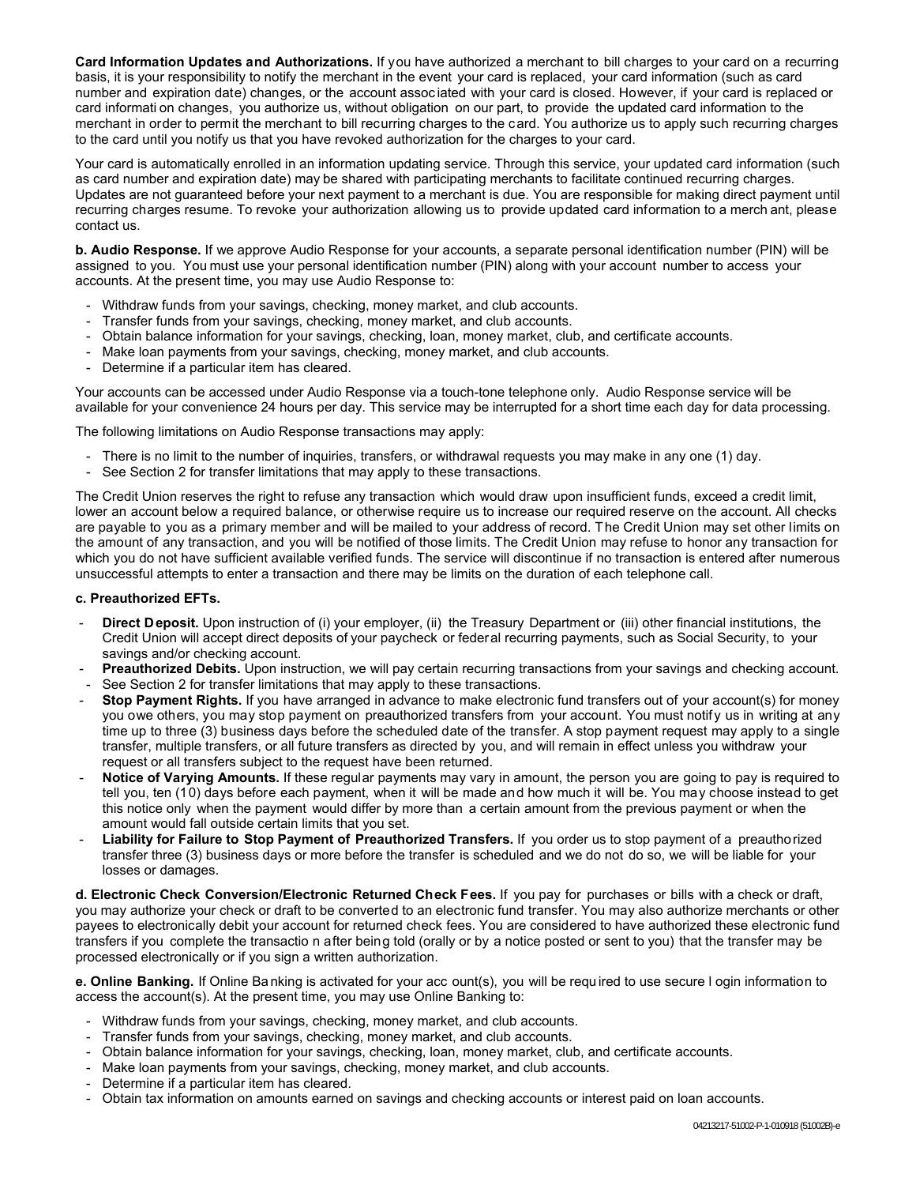**Card Information Updates and Authorizations.** If you have authorized a merchant to bill charges to your card on a recurring basis, it is your responsibility to notify the merchant in the event your card is replaced, your card information (such as card number and expiration date) changes, or the account associated with your card is closed. However, if your card is replaced or card information changes, you authorize us, without obligation on our part, to provide the updated card information to the merchant in order to permit the merchant to bill recurring charges to the card. You authorize us to apply such recurring charges to the card until you notify us that you have revoked authorization for the charges to your card.

Your card is automatically enrolled in an information updating service. Through this service, your updated card information (such as card number and expiration date) may be shared with participating merchants to facilitate continued recurring charges. Updates are not guaranteed before your next payment to a merchant is due. You are responsible for making direct payment until recurring charges resume. To revoke your authorization allowing us to provide updated card information to a merchant, please contact us.

**b. Audio Response.** If we approve Audio Response for your accounts, a separate personal identification number (PIN) will be assigned to you. You must use your personal identification number (PIN) along with your account number to access your accounts. At the present time, you may use Audio Response to:

- Withdraw funds from your savings, checking, money market, and club accounts.
- Transfer funds from your savings, checking, money market, and club accounts.
- Obtain balance information for your savings, checking, loan, money market, club, and certificate accounts.
- Make loan payments from your savings, checking, money market, and club accounts.
- Determine if a particular item has cleared.

Your accounts can be accessed under Audio Response via a touch-tone telephone only. Audio Response service will be available for your convenience 24 hours per day. This service may be interrupted for a short time each day for data processing.

The following limitations on Audio Response transactions may apply:

- There is no limit to the number of inquiries, transfers, or withdrawal requests you may make in any one (1) day.
- See Section 2 for transfer limitations that may apply to these transactions.

The Credit Union reserves the right to refuse any transaction which would draw upon insufficient funds, exceed a credit limit, lower an account below a required balance, or otherwise require us to increase our required reserve on the account. All checks are payable to you as a primary member and will be mailed to your address of record. The Credit Union may set other limits on the amount of any transaction, and you will be notified of those limits. The Credit Union may refuse to honor any transaction for which you do not have sufficient available verified funds. The service will discontinue if no transaction is entered after numerous unsuccessful attempts to enter a transaction and there may be limits on the duration of each telephone call.

**c. Preauthorized EFTs.**

- **Direct Deposit.** Upon instruction of (i) your employer, (ii) the Treasury Department or (iii) other financial institutions, the Credit Union will accept direct deposits of your paycheck or federal recurring payments, such as Social Security, to your savings and/or checking account.
- **Preauthorized Debits.** Upon instruction, we will pay certain recurring transactions from your savings and checking account.
- See Section 2 for transfer limitations that may apply to these transactions.
- **Stop Payment Rights.** If you have arranged in advance to make electronic fund transfers out of your account(s) for money you owe others, you may stop payment on preauthorized transfers from your account. You must notify us in writing at any time up to three (3) business days before the scheduled date of the transfer. A stop payment request may apply to a single transfer, multiple transfers, or all future transfers as directed by you, and will remain in effect unless you withdraw your request or all transfers subject to the request have been returned.
- **Notice of Varying Amounts.** If these regular payments may vary in amount, the person you are going to pay is required to tell you, ten (10) days before each payment, when it will be made and how much it will be. You may choose instead to get this notice only when the payment would differ by more than a certain amount from the previous payment or when the amount would fall outside certain limits that you set.
- **Liability for Failure to Stop Payment of Preauthorized Transfers.** If you order us to stop payment of a preauthorized transfer three (3) business days or more before the transfer is scheduled and we do not do so, we will be liable for your losses or damages.

**d. Electronic Check Conversion/Electronic Returned Check Fees.** If you pay for purchases or bills with a check or draft, you may authorize your check or draft to be converted to an electronic fund transfer. You may also authorize merchants or other payees to electronically debit your account for returned check fees. You are considered to have authorized these electronic fund transfers if you complete the transaction after being told (orally or by a notice posted or sent to you) that the transfer may be processed electronically or if you sign a written authorization.

**e. Online Banking.** If Online Banking is activated for your account(s), you will be required to use secure login information to access the account(s). At the present time, you may use Online Banking to:

- Withdraw funds from your savings, checking, money market, and club accounts.
- Transfer funds from your savings, checking, money market, and club accounts.
- Obtain balance information for your savings, checking, loan, money market, club, and certificate accounts.
- Make loan payments from your savings, checking, money market, and club accounts.
- Determine if a particular item has cleared.
- Obtain tax information on amounts earned on savings and checking accounts or interest paid on loan accounts.

04213217-51002-P-1-010918 (51002B)-e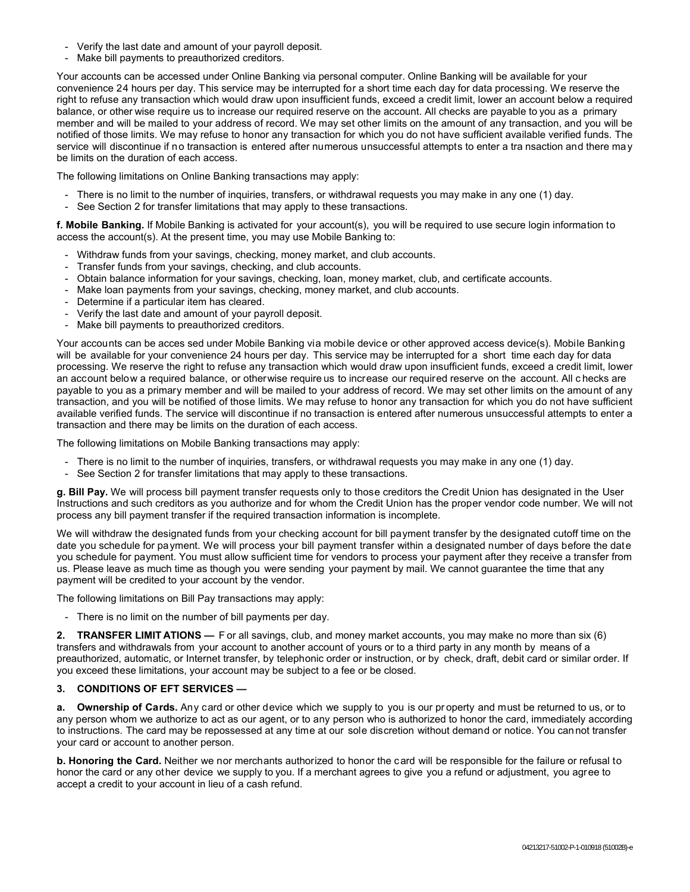- Verify the last date and amount of your payroll deposit.
- Make bill payments to preauthorized creditors.

Your accounts can be accessed under Online Banking via personal computer. Online Banking will be available for your convenience 24 hours per day. This service may be interrupted for a short time each day for data processing. We reserve the right to refuse any transaction which would draw upon insufficient funds, exceed a credit limit, lower an account below a required balance, or other wise require us to increase our required reserve on the account. All checks are payable to you as a primary member and will be mailed to your address of record. We may set other limits on the amount of any transaction, and you will be notified of those limits. We may refuse to honor any transaction for which you do not have sufficient available verified funds. The service will discontinue if no transaction is entered after numerous unsuccessful attempts to enter a tra nsaction and there may be limits on the duration of each access.

The following limitations on Online Banking transactions may apply:

- There is no limit to the number of inquiries, transfers, or withdrawal requests you may make in any one (1) day.
- See Section 2 for transfer limitations that may apply to these transactions.

**f. Mobile Banking.** If Mobile Banking is activated for your account(s), you will be required to use secure login information to access the account(s). At the present time, you may use Mobile Banking to:

- Withdraw funds from your savings, checking, money market, and club accounts.
- Transfer funds from your savings, checking, and club accounts.
- Obtain balance information for your savings, checking, loan, money market, club, and certificate accounts.
- Make loan payments from your savings, checking, money market, and club accounts.
- Determine if a particular item has cleared.
- Verify the last date and amount of your payroll deposit.
- Make bill payments to preauthorized creditors.

Your accounts can be acces sed under Mobile Banking via mobile device or other approved access device(s). Mobile Banking will be available for your convenience 24 hours per day. This service may be interrupted for a short time each day for data processing. We reserve the right to refuse any transaction which would draw upon insufficient funds, exceed a credit limit, lower an account below a required balance, or otherwise require us to increase our required reserve on the account. All c hecks are payable to you as a primary member and will be mailed to your address of record. We may set other limits on the amount of any transaction, and you will be notified of those limits. We may refuse to honor any transaction for which you do not have sufficient available verified funds. The service will discontinue if no transaction is entered after numerous unsuccessful attempts to enter a transaction and there may be limits on the duration of each access.

The following limitations on Mobile Banking transactions may apply:

- There is no limit to the number of inquiries, transfers, or withdrawal requests you may make in any one (1) day.
- See Section 2 for transfer limitations that may apply to these transactions.

**g. Bill Pay.** We will process bill payment transfer requests only to those creditors the Credit Union has designated in the User Instructions and such creditors as you authorize and for whom the Credit Union has the proper vendor code number. We will not process any bill payment transfer if the required transaction information is incomplete.

We will withdraw the designated funds from your checking account for bill payment transfer by the designated cutoff time on the date you schedule for payment. We will process your bill payment transfer within a designated number of days before the date you schedule for payment. You must allow sufficient time for vendors to process your payment after they receive a transfer from us. Please leave as much time as though you were sending your payment by mail. We cannot guarantee the time that any payment will be credited to your account by the vendor.

The following limitations on Bill Pay transactions may apply:

- There is no limit on the number of bill payments per day.

**2. TRANSFER LIMIT ATIONS —** F or all savings, club, and money market accounts, you may make no more than six (6) transfers and withdrawals from your account to another account of yours or to a third party in any month by means of a preauthorized, automatic, or Internet transfer, by telephonic order or instruction, or by check, draft, debit card or similar order. If you exceed these limitations, your account may be subject to a fee or be closed.

**3. CONDITIONS OF EFT SERVICES —**

**a. Ownership of Cards.** Any card or other device which we supply to you is our pr operty and must be returned to us, or to any person whom we authorize to act as our agent, or to any person who is authorized to honor the card, immediately according to instructions. The card may be repossessed at any time at our sole discretion without demand or notice. You cannot transfer your card or account to another person.

**b. Honoring the Card.** Neither we nor merchants authorized to honor the card will be responsible for the failure or refusal to honor the card or any other device we supply to you. If a merchant agrees to give you a refund or adjustment, you agree to accept a credit to your account in lieu of a cash refund.

04213217-51002-P-1-010918 (51002B)-e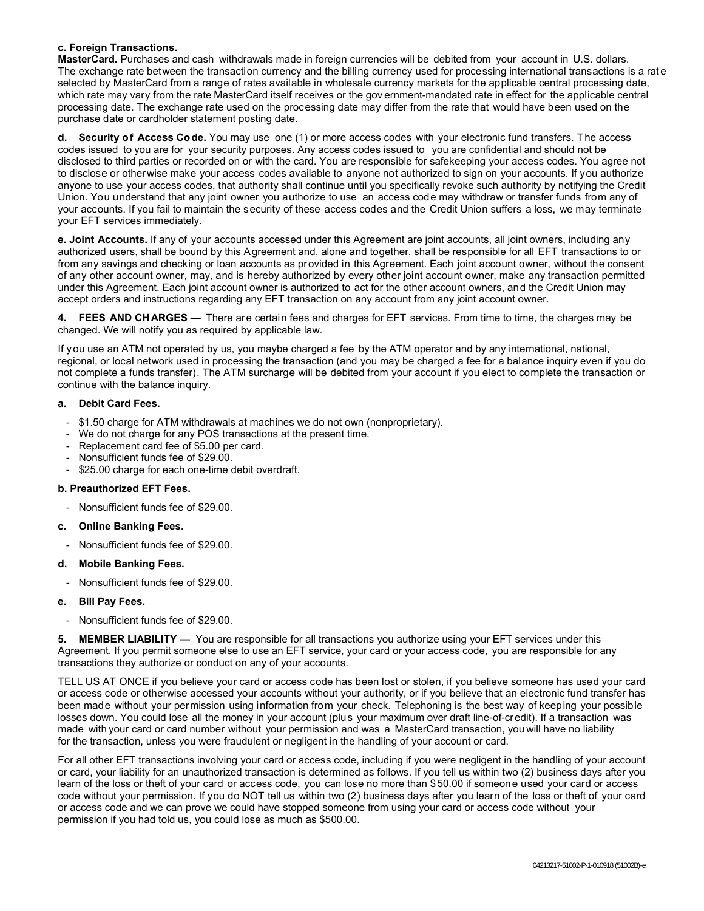**c. Foreign Transactions.**

**MasterCard.** Purchases and cash withdrawals made in foreign currencies will be debited from your account in U.S. dollars. The exchange rate between the transaction currency and the billing currency used for processing international transactions is a rate selected by MasterCard from a range of rates available in wholesale currency markets for the applicable central processing date, which rate may vary from the rate MasterCard itself receives or the government-mandated rate in effect for the applicable central processing date. The exchange rate used on the processing date may differ from the rate that would have been used on the purchase date or cardholder statement posting date.

**d. Security of Access Code.** You may use one (1) or more access codes with your electronic fund transfers. The access codes issued to you are for your security purposes. Any access codes issued to you are confidential and should not be disclosed to third parties or recorded on or with the card. You are responsible for safekeeping your access codes. You agree not to disclose or otherwise make your access codes available to anyone not authorized to sign on your accounts. If you authorize anyone to use your access codes, that authority shall continue until you specifically revoke such authority by notifying the Credit Union. You understand that any joint owner you authorize to use an access code may withdraw or transfer funds from any of your accounts. If you fail to maintain the security of these access codes and the Credit Union suffers a loss, we may terminate your EFT services immediately.

**e. Joint Accounts.** If any of your accounts accessed under this Agreement are joint accounts, all joint owners, including any authorized users, shall be bound by this Agreement and, alone and together, shall be responsible for all EFT transactions to or from any savings and checking or loan accounts as provided in this Agreement. Each joint account owner, without the consent of any other account owner, may, and is hereby authorized by every other joint account owner, make any transaction permitted under this Agreement. Each joint account owner is authorized to act for the other account owners, and the Credit Union may accept orders and instructions regarding any EFT transaction on any account from any joint account owner.

**4. FEES AND CHARGES —** There are certain fees and charges for EFT services. From time to time, the charges may be changed. We will notify you as required by applicable law.

If you use an ATM not operated by us, you maybe charged a fee by the ATM operator and by any international, national, regional, or local network used in processing the transaction (and you may be charged a fee for a balance inquiry even if you do not complete a funds transfer). The ATM surcharge will be debited from your account if you elect to complete the transaction or continue with the balance inquiry.

**a. Debit Card Fees.**

- $1.50 charge for ATM withdrawals at machines we do not own (nonproprietary).
- We do not charge for any POS transactions at the present time.
- Replacement card fee of $5.00 per card.
- Nonsufficient funds fee of $29.00.
- $25.00 charge for each one-time debit overdraft.

**b. Preauthorized EFT Fees.**

- Nonsufficient funds fee of $29.00.

**c. Online Banking Fees.**

- Nonsufficient funds fee of $29.00.

**d. Mobile Banking Fees.**

- Nonsufficient funds fee of $29.00.

**e. Bill Pay Fees.**

- Nonsufficient funds fee of $29.00.

**5. MEMBER LIABILITY —** You are responsible for all transactions you authorize using your EFT services under this Agreement. If you permit someone else to use an EFT service, your card or your access code, you are responsible for any transactions they authorize or conduct on any of your accounts.

TELL US AT ONCE if you believe your card or access code has been lost or stolen, if you believe someone has used your card or access code or otherwise accessed your accounts without your authority, or if you believe that an electronic fund transfer has been made without your permission using information from your check. Telephoning is the best way of keeping your possible losses down. You could lose all the money in your account (plus your maximum over draft line-of-credit). If a transaction was made with your card or card number without your permission and was a MasterCard transaction, you will have no liability for the transaction, unless you were fraudulent or negligent in the handling of your account or card.

For all other EFT transactions involving your card or access code, including if you were negligent in the handling of your account or card, your liability for an unauthorized transaction is determined as follows. If you tell us within two (2) business days after you learn of the loss or theft of your card or access code, you can lose no more than $50.00 if someone used your card or access code without your permission. If you do NOT tell us within two (2) business days after you learn of the loss or theft of your card or access code and we can prove we could have stopped someone from using your card or access code without your permission if you had told us, you could lose as much as $500.00.

04213217-51002-P-1-010918 (51002B)-e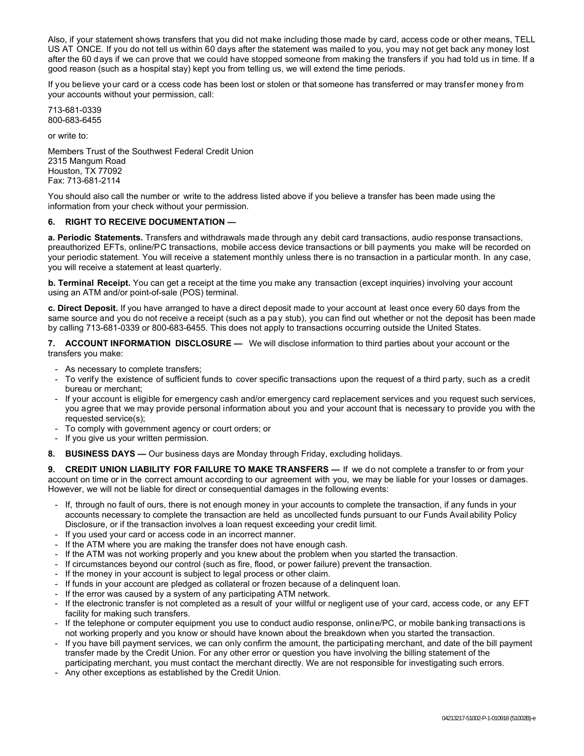Also, if your statement shows transfers that you did not make including those made by card, access code or other means, TELL US AT ONCE. If you do not tell us within 60 days after the statement was mailed to you, you may not get back any money lost after the 60 days if we can prove that we could have stopped someone from making the transfers if you had told us in time. If a good reason (such as a hospital stay) kept you from telling us, we will extend the time periods.

If you believe your card or access code has been lost or stolen or that someone has transferred or may transfer money from your accounts without your permission, call:

713-681-0339
800-683-6455

or write to:

Members Trust of the Southwest Federal Credit Union
2315 Mangum Road
Houston, TX 77092
Fax: 713-681-2114

You should also call the number or write to the address listed above if you believe a transfer has been made using the information from your check without your permission.

**6. RIGHT TO RECEIVE DOCUMENTATION —**

**a. Periodic Statements.** Transfers and withdrawals made through any debit card transactions, audio response transactions, preauthorized EFTs, online/PC transactions, mobile access device transactions or bill payments you make will be recorded on your periodic statement. You will receive a statement monthly unless there is no transaction in a particular month. In any case, you will receive a statement at least quarterly.

**b. Terminal Receipt.** You can get a receipt at the time you make any transaction (except inquiries) involving your account using an ATM and/or point-of-sale (POS) terminal.

**c. Direct Deposit.** If you have arranged to have a direct deposit made to your account at least once every 60 days from the same source and you do not receive a receipt (such as a pay stub), you can find out whether or not the deposit has been made by calling 713-681-0339 or 800-683-6455. This does not apply to transactions occurring outside the United States.

**7. ACCOUNT INFORMATION DISCLOSURE —** We will disclose information to third parties about your account or the transfers you make:

- As necessary to complete transfers;
- To verify the existence of sufficient funds to cover specific transactions upon the request of a third party, such as a credit bureau or merchant;
- If your account is eligible for emergency cash and/or emergency card replacement services and you request such services, you agree that we may provide personal information about you and your account that is necessary to provide you with the requested service(s);
- To comply with government agency or court orders; or
- If you give us your written permission.

**8. BUSINESS DAYS —** Our business days are Monday through Friday, excluding holidays.

**9. CREDIT UNION LIABILITY FOR FAILURE TO MAKE TRANSFERS —** If we do not complete a transfer to or from your account on time or in the correct amount according to our agreement with you, we may be liable for your losses or damages. However, we will not be liable for direct or consequential damages in the following events:

- If, through no fault of ours, there is not enough money in your accounts to complete the transaction, if any funds in your accounts necessary to complete the transaction are held as uncollected funds pursuant to our Funds Availability Policy Disclosure, or if the transaction involves a loan request exceeding your credit limit.
- If you used your card or access code in an incorrect manner.
- If the ATM where you are making the transfer does not have enough cash.
- If the ATM was not working properly and you knew about the problem when you started the transaction.
- If circumstances beyond our control (such as fire, flood, or power failure) prevent the transaction.
- If the money in your account is subject to legal process or other claim.
- If funds in your account are pledged as collateral or frozen because of a delinquent loan.
- If the error was caused by a system of any participating ATM network.
- If the electronic transfer is not completed as a result of your willful or negligent use of your card, access code, or any EFT facility for making such transfers.
- If the telephone or computer equipment you use to conduct audio response, online/PC, or mobile banking transactions is not working properly and you know or should have known about the breakdown when you started the transaction.
- If you have bill payment services, we can only confirm the amount, the participating merchant, and date of the bill payment transfer made by the Credit Union. For any other error or question you have involving the billing statement of the participating merchant, you must contact the merchant directly. We are not responsible for investigating such errors.
- Any other exceptions as established by the Credit Union.

04213217-51002-P-1-010918 (51002B)-e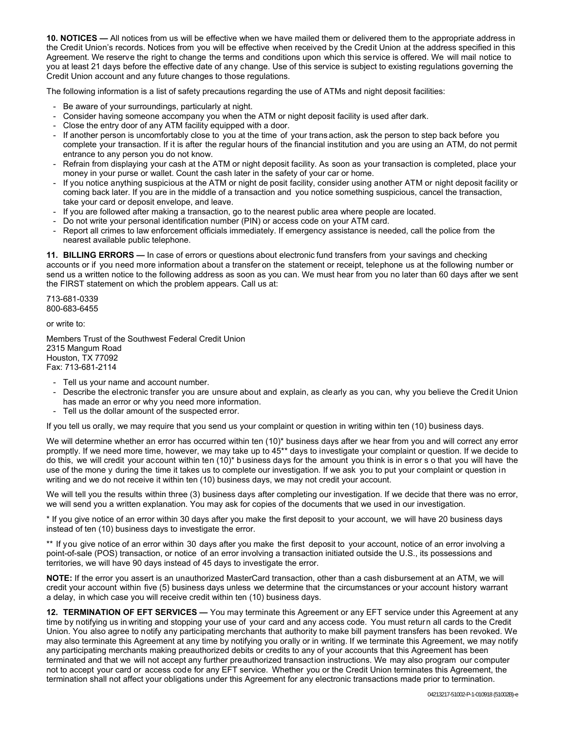**10. NOTICES —** All notices from us will be effective when we have mailed them or delivered them to the appropriate address in the Credit Union's records. Notices from you will be effective when received by the Credit Union at the address specified in this Agreement. We reserve the right to change the terms and conditions upon which this service is offered. We will mail notice to you at least 21 days before the effective date of any change. Use of this service is subject to existing regulations governing the Credit Union account and any future changes to those regulations.

The following information is a list of safety precautions regarding the use of ATMs and night deposit facilities:

- Be aware of your surroundings, particularly at night.
- Consider having someone accompany you when the ATM or night deposit facility is used after dark.
- Close the entry door of any ATM facility equipped with a door.
- If another person is uncomfortably close to you at the time of your transaction, ask the person to step back before you complete your transaction. If it is after the regular hours of the financial institution and you are using an ATM, do not permit entrance to any person you do not know.
- Refrain from displaying your cash at the ATM or night deposit facility. As soon as your transaction is completed, place your money in your purse or wallet. Count the cash later in the safety of your car or home.
- If you notice anything suspicious at the ATM or night deposit facility, consider using another ATM or night deposit facility or coming back later. If you are in the middle of a transaction and you notice something suspicious, cancel the transaction, take your card or deposit envelope, and leave.
- If you are followed after making a transaction, go to the nearest public area where people are located.
- Do not write your personal identification number (PIN) or access code on your ATM card.
- Report all crimes to law enforcement officials immediately. If emergency assistance is needed, call the police from the nearest available public telephone.

**11. BILLING ERRORS —** In case of errors or questions about electronic fund transfers from your savings and checking accounts or if you need more information about a transfer on the statement or receipt, telephone us at the following number or send us a written notice to the following address as soon as you can. We must hear from you no later than 60 days after we sent the FIRST statement on which the problem appears. Call us at:

713-681-0339
800-683-6455

or write to:

Members Trust of the Southwest Federal Credit Union
2315 Mangum Road
Houston, TX 77092
Fax: 713-681-2114

- Tell us your name and account number.
- Describe the electronic transfer you are unsure about and explain, as clearly as you can, why you believe the Credit Union has made an error or why you need more information.
- Tell us the dollar amount of the suspected error.

If you tell us orally, we may require that you send us your complaint or question in writing within ten (10) business days.

We will determine whether an error has occurred within ten (10)* business days after we hear from you and will correct any error promptly. If we need more time, however, we may take up to 45** days to investigate your complaint or question. If we decide to do this, we will credit your account within ten (10)* business days for the amount you think is in error so that you will have the use of the money during the time it takes us to complete our investigation. If we ask you to put your complaint or question in writing and we do not receive it within ten (10) business days, we may not credit your account.

We will tell you the results within three (3) business days after completing our investigation. If we decide that there was no error, we will send you a written explanation. You may ask for copies of the documents that we used in our investigation.

\* If you give notice of an error within 30 days after you make the first deposit to your account, we will have 20 business days instead of ten (10) business days to investigate the error.

\** If you give notice of an error within 30 days after you make the first deposit to your account, notice of an error involving a point-of-sale (POS) transaction, or notice of an error involving a transaction initiated outside the U.S., its possessions and territories, we will have 90 days instead of 45 days to investigate the error.

**NOTE:** If the error you assert is an unauthorized MasterCard transaction, other than a cash disbursement at an ATM, we will credit your account within five (5) business days unless we determine that the circumstances or your account history warrant a delay, in which case you will receive credit within ten (10) business days.

**12. TERMINATION OF EFT SERVICES —** You may terminate this Agreement or any EFT service under this Agreement at any time by notifying us in writing and stopping your use of your card and any access code. You must return all cards to the Credit Union. You also agree to notify any participating merchants that authority to make bill payment transfers has been revoked. We may also terminate this Agreement at any time by notifying you orally or in writing. If we terminate this Agreement, we may notify any participating merchants making preauthorized debits or credits to any of your accounts that this Agreement has been terminated and that we will not accept any further preauthorized transaction instructions. We may also program our computer not to accept your card or access code for any EFT service. Whether you or the Credit Union terminates this Agreement, the termination shall not affect your obligations under this Agreement for any electronic transactions made prior to termination.

04213217-51002-P-1-010918 (51002B)-e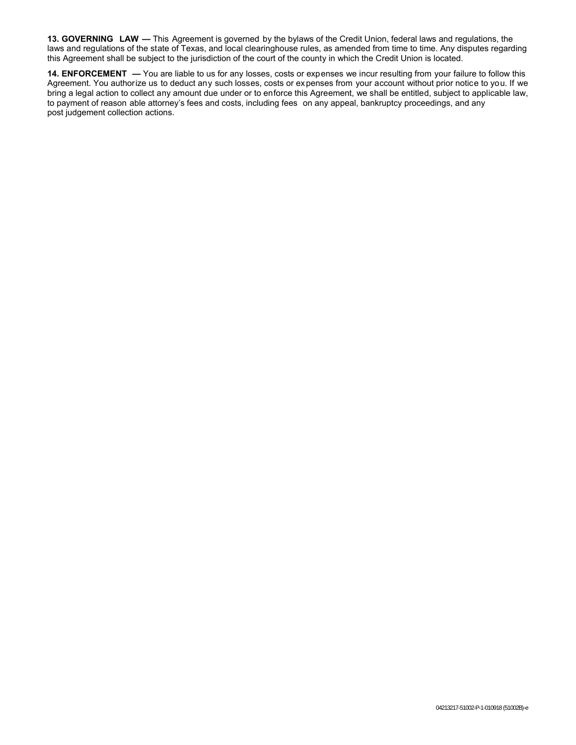**13. GOVERNING LAW —** This Agreement is governed by the bylaws of the Credit Union, federal laws and regulations, the laws and regulations of the state of Texas, and local clearinghouse rules, as amended from time to time. Any disputes regarding this Agreement shall be subject to the jurisdiction of the court of the county in which the Credit Union is located.

**14. ENFORCEMENT —** You are liable to us for any losses, costs or expenses we incur resulting from your failure to follow this Agreement. You authorize us to deduct any such losses, costs or expenses from your account without prior notice to you. If we bring a legal action to collect any amount due under or to enforce this Agreement, we shall be entitled, subject to applicable law, to payment of reason able attorney's fees and costs, including fees on any appeal, bankruptcy proceedings, and any post judgement collection actions.

04213217-51002-P-1-010918 (51002B)-e